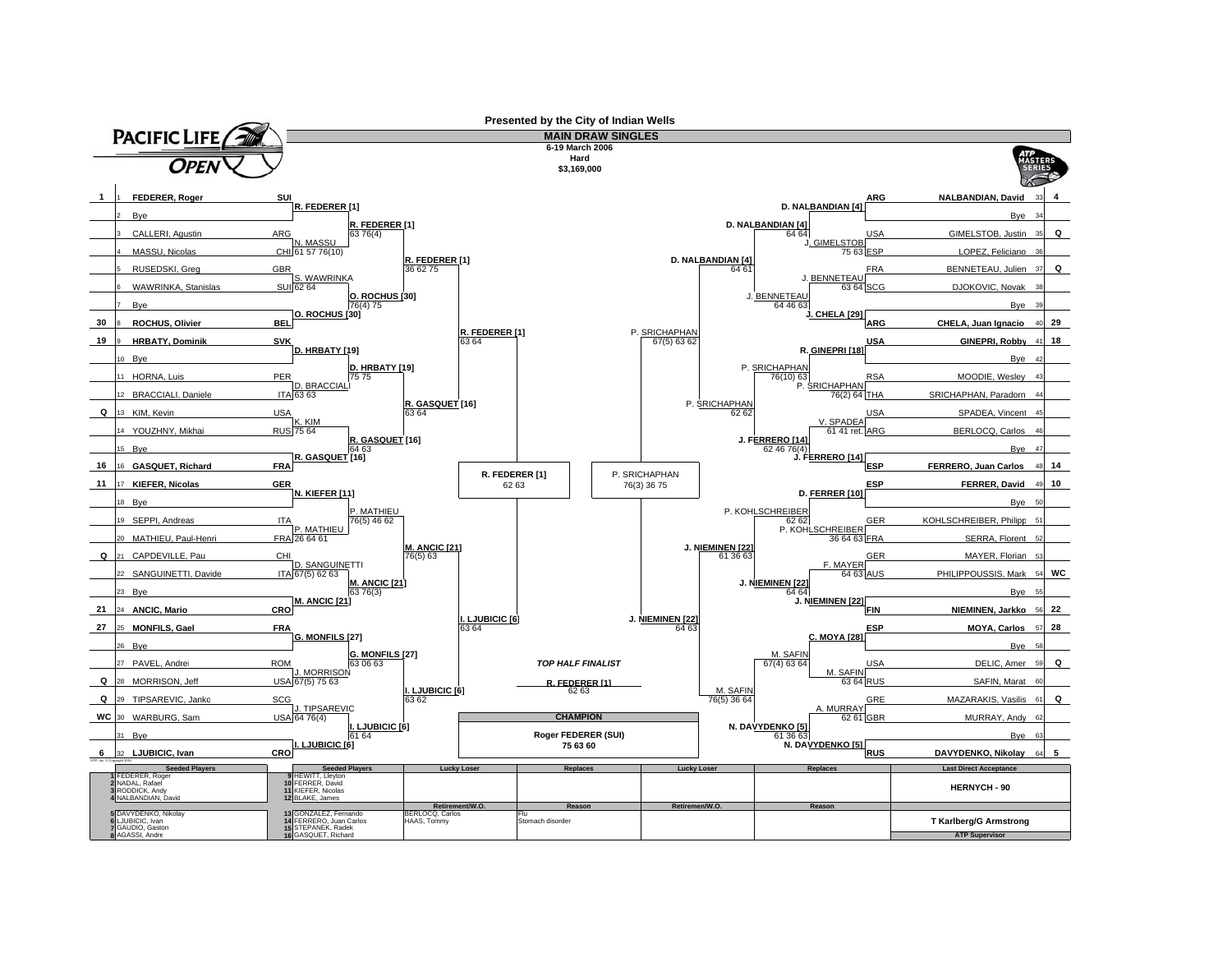# Pacific Life Open

Presented by the City of Indian Wells

**MAIN DRAW SINGLES**

6-19 March 2006
Hard
$3,169,000

## Top Half

| Seed | # | Player | Nat | Round 2 | Round 3 | Round of 16 | Quarterfinals | Semifinals |
|---|---|---|---|---|---|---|---|---|
| 1 | 1 | FEDERER, Roger | SUI | R. FEDERER [1] | R. FEDERER [1] 63 76(4) | R. FEDERER [1] 36 62 75 | R. FEDERER [1] 63 64 | R. FEDERER [1] 62 63 |
| | 2 | Bye | | | | | | |
| | 3 | CALLERI, Agustin | ARG | N. MASSU 61 57 76(10) | | | | |
| | 4 | MASSU, Nicolas | CHI | | | | | |
| | 5 | RUSEDSKI, Greg | GBR | S. WAWRINKA 62 64 | O. ROCHUS [30] 76(4) 75 | | | |
| | 6 | WAWRINKA, Stanislas | SUI | | | | | |
| | 7 | Bye | | O. ROCHUS [30] | | | | |
| 30 | 8 | ROCHUS, Olivier | BEL | | | | | |
| 19 | 9 | HRBATY, Dominik | SVK | D. HRBATY [19] | D. HRBATY [19] 75 75 | R. GASQUET [16] 63 64 | | |
| | 10 | Bye | | | | | | |
| | 11 | HORNA, Luis | PER | D. BRACCIALI 63 63 | | | | |
| | 12 | BRACCIALI, Daniele | ITA | | | | | |
| Q | 13 | KIM, Kevin | USA | K. KIM 75 64 | R. GASQUET [16] 64 63 | | | |
| | 14 | YOUZHNY, Mikhail | RUS | | | | | |
| | 15 | Bye | | R. GASQUET [16] | | | | |
| 16 | 16 | GASQUET, Richard | FRA | | | | | |
| 11 | 17 | KIEFER, Nicolas | GER | N. KIEFER [11] | P. MATHIEU 76(5) 46 62 | M. ANCIC [21] 76(5) 63 | I. LJUBICIC [6] 63 64 | |
| | 18 | Bye | | | | | | |
| | 19 | SEPPI, Andreas | ITA | P. MATHIEU 26 64 61 | | | | |
| | 20 | MATHIEU, Paul-Henri | FRA | | | | | |
| Q | 21 | CAPDEVILLE, Pau | CHI | D. SANGUINETTI 67(5) 62 63 | M. ANCIC [21] 63 76(3) | | | |
| | 22 | SANGUINETTI, Davide | ITA | | | | | |
| | 23 | Bye | | M. ANCIC [21] | | | | |
| 21 | 24 | ANCIC, Mario | CRO | | | | | |
| 27 | 25 | MONFILS, Gael | FRA | G. MONFILS [27] | G. MONFILS [27] 63 06 63 | I. LJUBICIC [6] 63 62 | | |
| | 26 | Bye | | | | | | |
| | 27 | PAVEL, Andrei | ROM | J. MORRISON 67(5) 75 63 | | | | |
| Q | 28 | MORRISON, Jeff | USA | | | | | |
| Q | 29 | TIPSAREVIC, Janko | SCG | J. TIPSAREVIC 64 76(4) | I. LJUBICIC [6] 61 64 | | | |
| WC | 30 | WARBURG, Sam | USA | | | | | |
| | 31 | Bye | | I. LJUBICIC [6] | | | | |
| 6 | 32 | LJUBICIC, Ivan | CRO | | | | | |

## Bottom Half

| Seed | # | Player | Nat | Round 2 | Round 3 | Round of 16 | Quarterfinals | Semifinals |
|---|---|---|---|---|---|---|---|---|
| 4 | 33 | NALBANDIAN, David | ARG | D. NALBANDIAN [4] | D. NALBANDIAN [4] 64 64 | D. NALBANDIAN [4] 64 61 | P. SRICHAPHAN 67(5) 63 62 | P. SRICHAPHAN 76(3) 36 75 |
| | 34 | Bye | | | | | | |
| Q | 35 | GIMELSTOB, Justin | USA | J. GIMELSTOB 75 63 | | | | |
| | 36 | LOPEZ, Feliciano | ESP | | | | | |
| Q | 37 | BENNETEAU, Julien | FRA | J. BENNETEAU 63 64 | J. BENNETEAU 64 46 63 | | | |
| | 38 | DJOKOVIC, Novak | SCG | | | | | |
| | 39 | Bye | | J. CHELA [29] | | | | |
| 29 | 40 | CHELA, Juan Ignacio | ARG | | | | | |
| 18 | 41 | GINEPRI, Robby | USA | R. GINEPRI [18] | P. SRICHAPHAN 76(10) 63 | P. SRICHAPHAN 62 62 | | |
| | 42 | Bye | | | | | | |
| | 43 | MOODIE, Wesley | RSA | P. SRICHAPHAN 76(2) 64 | | | | |
| | 44 | SRICHAPHAN, Paradorn | THA | | | | | |
| | 45 | SPADEA, Vincent | USA | V. SPADEA 61 41 ret. | J. FERRERO [14] 62 46 76(4) | | | |
| | 46 | BERLOCQ, Carlos | ARG | | | | | |
| | 47 | Bye | | J. FERRERO [14] | | | | |
| 14 | 48 | FERRERO, Juan Carlos | ESP | | | | | |
| 10 | 49 | FERRER, David | ESP | D. FERRER [10] | P. KOHLSCHREIBER 62 62 | J. NIEMINEN [22] 61 36 63 | J. NIEMINEN [22] 64 63 | |
| | 50 | Bye | | | | | | |
| | 51 | KOHLSCHREIBER, Philipp | GER | P. KOHLSCHREIBER 36 64 63 | | | | |
| | 52 | SERRA, Florent | FRA | | | | | |
| | 53 | MAYER, Florian | GER | F. MAYER 64 63 | J. NIEMINEN [22] 64 64 | | | |
| WC | 54 | PHILIPPOUSSIS, Mark | AUS | | | | | |
| | 55 | Bye | | J. NIEMINEN [22] | | | | |
| 22 | 56 | NIEMINEN, Jarkko | FIN | | | | | |
| 28 | 57 | MOYA, Carlos | ESP | C. MOYA [28] | M. SAFIN 67(4) 63 64 | M. SAFIN 76(5) 36 64 | | |
| | 58 | Bye | | | | | | |
| Q | 59 | DELIC, Amer | USA | M. SAFIN 63 64 | | | | |
| | 60 | SAFIN, Marat | RUS | | | | | |
| Q | 61 | MAZARAKIS, Vasilis | GRE | A. MURRAY 62 61 | N. DAVYDENKO [5] 61 36 63 | | | |
| | 62 | MURRAY, Andy | GBR | | | | | |
| | 63 | Bye | | N. DAVYDENKO [5] | | | | |
| 5 | 64 | DAVYDENKO, Nikolay | RUS | | | | | |

*TOP HALF FINALIST*: R. FEDERER [1] 62 63

**CHAMPION**: Roger FEDERER (SUI) 75 63 60

## Seeded Players

| # | Player | # | Player |
|---|---|---|---|
| 1 | FEDERER, Roger | 9 | HEWITT, Lleyton |
| 2 | NADAL, Rafael | 10 | FERRER, David |
| 3 | RODDICK, Andy | 11 | KIEFER, Nicolas |
| 4 | NALBANDIAN, David | 12 | BLAKE, James |
| 5 | DAVYDENKO, Nikolay | 13 | GONZALEZ, Fernando |
| 6 | LJUBICIC, Ivan | 14 | FERRERO, Juan Carlos |
| 7 | GAUDIO, Gaston | 15 | STEPANEK, Radek |
| 8 | AGASSI, Andre | 16 | GASQUET, Richard |

| Lucky Loser | Replaces | Lucky Loser | Replaces |
|---|---|---|---|
| | | | |

| Retirement/W.O. | Reason | Retiremen/W.O. | Reason |
|---|---|---|---|
| BERLOCQ, Carlos | Flu | | |
| HAAS, Tommy | Stomach disorder | | |

**Last Direct Acceptance**: HERNYCH - 90

**ATP Supervisor**: T Karlberg/G Armstrong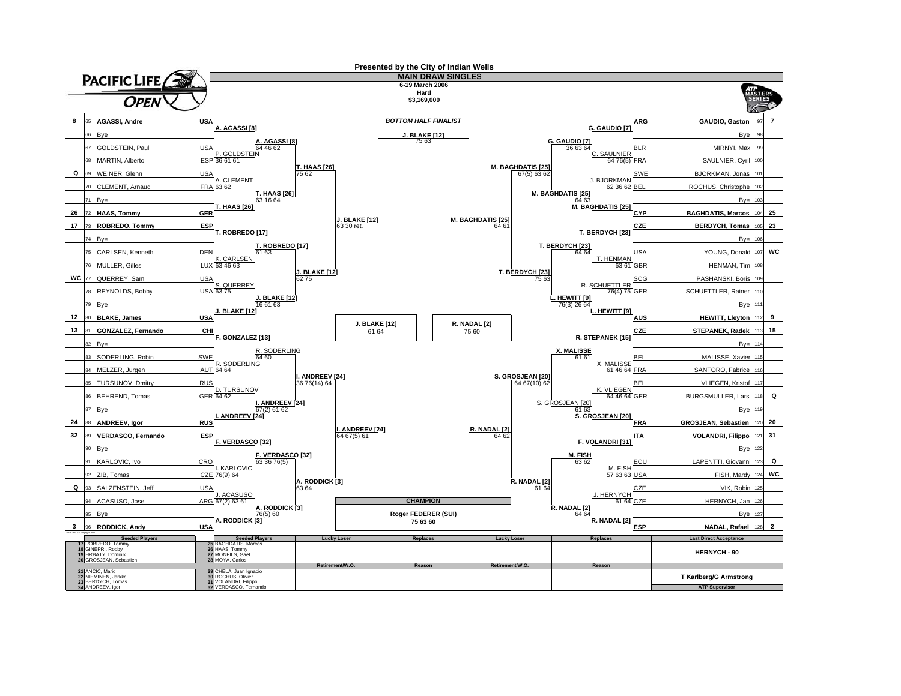Presented by the City of Indian Wells

# MAIN DRAW SINGLES

**6-19 March 2006**
**Hard**
**$3,169,000**

PACIFIC LIFE OPEN

ATP MASTERS SERIES

*BOTTOM HALF FINALIST*

**J. BLAKE [12]** 75 63

## Left side (Draw positions 65–96)

| Seed | No. | Player | Nat | Round 1 | Round 2 | Round 3 | Quarterfinal | Semifinal |
|---|---|---|---|---|---|---|---|---|
| 8 | 65 | **AGASSI, Andre** | USA | A. AGASSI [8] | A. AGASSI [8] 64 46 62 | T. HAAS [26] 75 62 | J. BLAKE [12] 63 30 ret. | J. BLAKE [12] 61 64 |
| | 66 | Bye | | | | | | |
| | 67 | GOLDSTEIN, Paul | USA | P. GOLDSTEIN | | | | |
| | 68 | MARTIN, Alberto | ESP | 36 61 61 | | | | |
| Q | 69 | WEINER, Glenn | USA | A. CLEMENT | T. HAAS [26] 63 16 64 | | | |
| | 70 | CLEMENT, Arnaud | FRA | 63 62 | | | | |
| | 71 | Bye | | T. HAAS [26] | | | | |
| 26 | 72 | **HAAS, Tommy** | GER | | | | | |
| 17 | 73 | **ROBREDO, Tommy** | ESP | T. ROBREDO [17] | T. ROBREDO [17] 61 63 | J. BLAKE [12] 62 75 | | |
| | 74 | Bye | | | | | | |
| | 75 | CARLSEN, Kenneth | DEN | K. CARLSEN | | | | |
| | 76 | MULLER, Gilles | LUX | 63 46 63 | | | | |
| WC | 77 | QUERREY, Sam | USA | S. QUERREY | J. BLAKE [12] 16 61 63 | | | |
| | 78 | REYNOLDS, Bobby | USA | 63 75 | | | | |
| | 79 | Bye | | J. BLAKE [12] | | | | |
| 12 | 80 | **BLAKE, James** | USA | | | | | |
| 13 | 81 | **GONZALEZ, Fernando** | CHI | F. GONZALEZ [13] | R. SODERLING 64 60 | I. ANDREEV [24] 36 76(14) 64 | I. ANDREEV [24] 64 67(5) 61 | |
| | 82 | Bye | | | | | | |
| | 83 | SODERLING, Robin | SWE | R. SODERLING | | | | |
| | 84 | MELZER, Jurgen | AUT | 64 64 | | | | |
| | 85 | TURSUNOV, Dmitry | RUS | D. TURSUNOV | I. ANDREEV [24] 67(2) 61 62 | | | |
| | 86 | BEHREND, Tomas | GER | 64 62 | | | | |
| | 87 | Bye | | I. ANDREEV [24] | | | | |
| 24 | 88 | **ANDREEV, Igor** | RUS | | | | | |
| 32 | 89 | **VERDASCO, Fernando** | ESP | F. VERDASCO [32] | F. VERDASCO [32] 63 36 76(5) | A. RODDICK [3] 63 64 | | |
| | 90 | Bye | | | | | | |
| | 91 | KARLOVIC, Ivo | CRO | I. KARLOVIC | | | | |
| | 92 | ZIB, Tomas | CZE | 76(9) 64 | | | | |
| Q | 93 | SALZENSTEIN, Jeff | USA | J. ACASUSO | A. RODDICK [3] 76(5) 60 | | | |
| | 94 | ACASUSO, Jose | ARG | 67(2) 63 61 | | | | |
| | 95 | Bye | | A. RODDICK [3] | | | | |
| 3 | 96 | **RODDICK, Andy** | USA | | | | | |

## Right side (Draw positions 97–128)

| Seed | No. | Player | Nat | Round 1 | Round 2 | Round 3 | Quarterfinal | Semifinal |
|---|---|---|---|---|---|---|---|---|
| 7 | 97 | **GAUDIO, Gaston** | ARG | G. GAUDIO [7] | G. GAUDIO [7] 36 63 64 | M. BAGHDATIS [25] 67(5) 63 62 | M. BAGHDATIS [25] 64 61 | R. NADAL [2] 75 60 |
| | 98 | Bye | | | | | | |
| | 99 | MIRNYI, Max | BLR | C. SAULNIER | | | | |
| | 100 | SAULNIER, Cyril | FRA | 64 76(5) | | | | |
| | 101 | BJORKMAN, Jonas | SWE | J. BJORKMAN | M. BAGHDATIS [25] 64 63 | | | |
| | 102 | ROCHUS, Christophe | BEL | 62 36 62 | | | | |
| | 103 | Bye | | M. BAGHDATIS [25] | | | | |
| 25 | 104 | **BAGHDATIS, Marcos** | CYP | | | | | |
| 23 | 105 | **BERDYCH, Tomas** | CZE | T. BERDYCH [23] | T. BERDYCH [23] 64 64 | T. BERDYCH [23] 75 63 | | |
| | 106 | Bye | | | | | | |
| WC | 107 | YOUNG, Donald | USA | T. HENMAN | | | | |
| | 108 | HENMAN, Tim | GBR | 63 61 | | | | |
| | 109 | PASHANSKI, Boris | SCG | R. SCHUETTLER | L. HEWITT [9] 76(3) 26 64 | | | |
| | 110 | SCHUETTLER, Rainer | GER | 76(4) 75 | | | | |
| | 111 | Bye | | L. HEWITT [9] | | | | |
| 9 | 112 | **HEWITT, Lleyton** | AUS | | | | | |
| 15 | 113 | **STEPANEK, Radek** | CZE | R. STEPANEK [15] | X. MALISSE 61 61 | S. GROSJEAN [20] 64 67(10) 62 | R. NADAL [2] 64 62 | |
| | 114 | Bye | | | | | | |
| | 115 | MALISSE, Xavier | BEL | X. MALISSE | | | | |
| | 116 | SANTORO, Fabrice | FRA | 61 46 64 | | | | |
| | 117 | VLIEGEN, Kristof | BEL | K. VLIEGEN | S. GROSJEAN [20] 61 63 | | | |
| Q | 118 | BURGSMULLER, Lars | GER | 64 46 64 | | | | |
| | 119 | Bye | | S. GROSJEAN [20] | | | | |
| 20 | 120 | **GROSJEAN, Sebastien** | FRA | | | | | |
| 31 | 121 | **VOLANDRI, Filippo** | ITA | F. VOLANDRI [31] | M. FISH 63 62 | R. NADAL [2] 61 64 | | |
| | 122 | Bye | | | | | | |
| Q | 123 | LAPENTTI, Giovanni | ECU | M. FISH | | | | |
| WC | 124 | FISH, Mardy | USA | 57 63 63 | | | | |
| | 125 | VIK, Robin | CZE | J. HERNYCH | R. NADAL [2] 64 64 | | | |
| | 126 | HERNYCH, Jan | CZE | 61 64 | | | | |
| | 127 | Bye | | R. NADAL [2] | | | | |
| 2 | 128 | **NADAL, Rafael** | ESP | | | | | |

**CHAMPION**

**Roger FEDERER (SUI)**
**75 63 60**

| Seeded Players | Seeded Players | Lucky Loser | Replaces | Lucky Loser | Replaces | Last Direct Acceptance |
|---|---|---|---|---|---|---|
| 17 ROBREDO, Tommy | 25 BAGHDATIS, Marcos | | | | | HERNYCH - 90 |
| 18 GINEPRI, Robby | 26 HAAS, Tommy | | | | | |
| 19 HRBATY, Dominik | 27 MONFILS, Gael | | | | | |
| 20 GROSJEAN, Sebastien | 28 MOYA, Carlos | | | | | |
| | | **Retirement/W.O.** | **Reason** | **Retirement/W.O.** | **Reason** | |
| 21 ANCIC, Mario | 29 CHELA, Juan Ignacio | | | | | T Karlberg/G Armstrong |
| 22 NIEMINEN, Jarkko | 30 ROCHUS, Olivier | | | | | |
| 23 BERDYCH, Tomas | 31 VOLANDRI, Filippo | | | | | |
| 24 ANDREEV, Igor | 32 VERDASCO, Fernando | | | | | ATP Supervisor |

ATP, Inc. © Copyright 2001